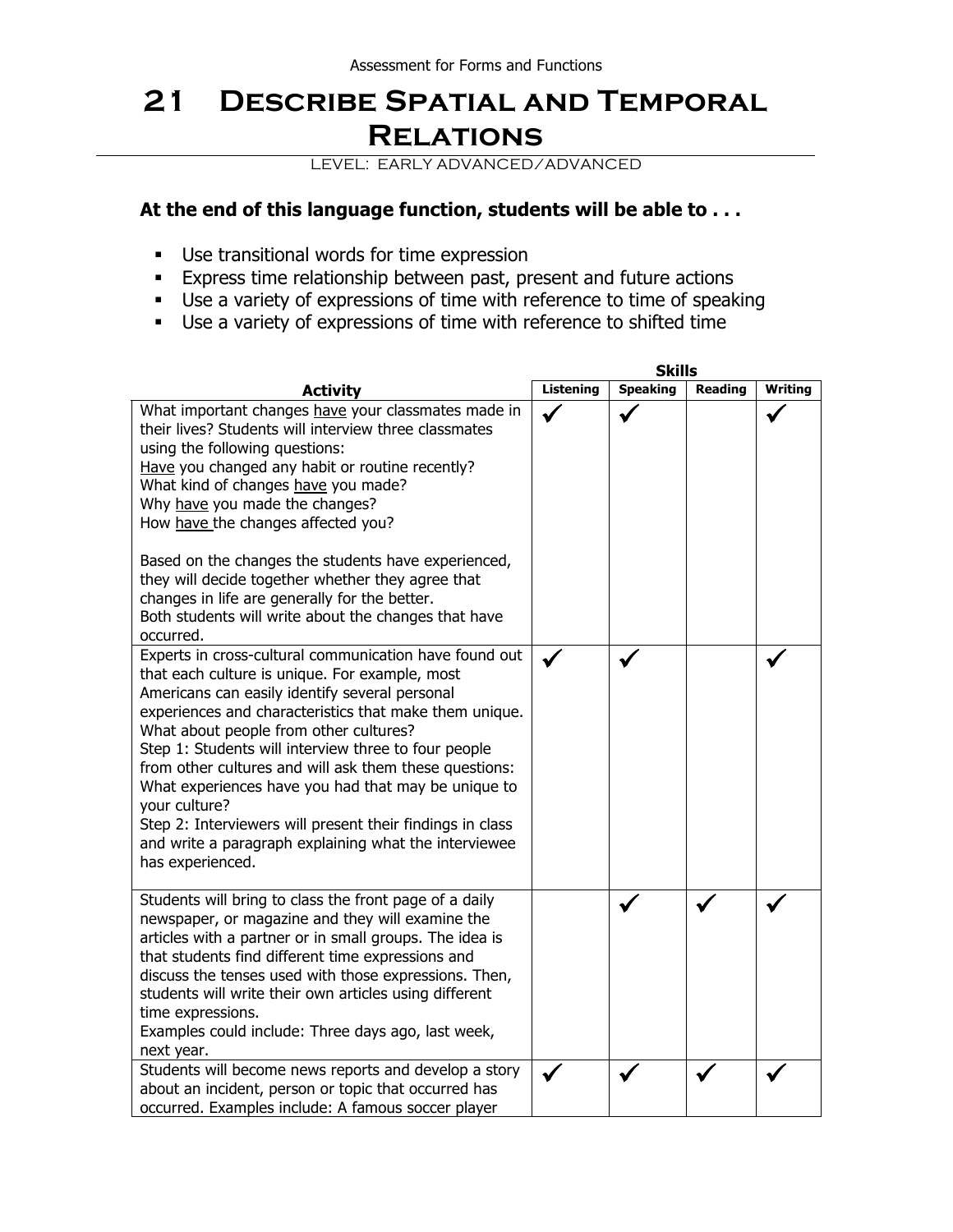# 21 Describe Spatial and Temporal Relations

LEVEL: EARLY ADVANCED/ADVANCED

**At the end of this language function, students will be able to . . .**

- Use transitional words for time expression
- Express time relationship between past, present and future actions
- Use a variety of expressions of time with reference to time of speaking
- Use a variety of expressions of time with reference to shifted time

| Activity | Skills: Listening | Speaking | Reading | Writing |
|---|---|---|---|---|
| What important changes have your classmates made in their lives? Students will interview three classmates using the following questions:<br>Have you changed any habit or routine recently?<br>What kind of changes have you made?<br>Why have you made the changes?<br>How have the changes affected you?<br><br>Based on the changes the students have experienced, they will decide together whether they agree that changes in life are generally for the better.<br>Both students will write about the changes that have occurred. | ✓ | ✓ | | ✓ |
| Experts in cross-cultural communication have found out that each culture is unique. For example, most Americans can easily identify several personal experiences and characteristics that make them unique. What about people from other cultures?<br>Step 1: Students will interview three to four people from other cultures and will ask them these questions: What experiences have you had that may be unique to your culture?<br>Step 2: Interviewers will present their findings in class and write a paragraph explaining what the interviewee has experienced. | ✓ | ✓ | | ✓ |
| Students will bring to class the front page of a daily newspaper, or magazine and they will examine the articles with a partner or in small groups. The idea is that students find different time expressions and discuss the tenses used with those expressions. Then, students will write their own articles using different time expressions.<br>Examples could include: Three days ago, last week, next year. | | ✓ | ✓ | ✓ |
| Students will become news reports and develop a story about an incident, person or topic that occurred has occurred. Examples include: A famous soccer player | ✓ | ✓ | ✓ | ✓ |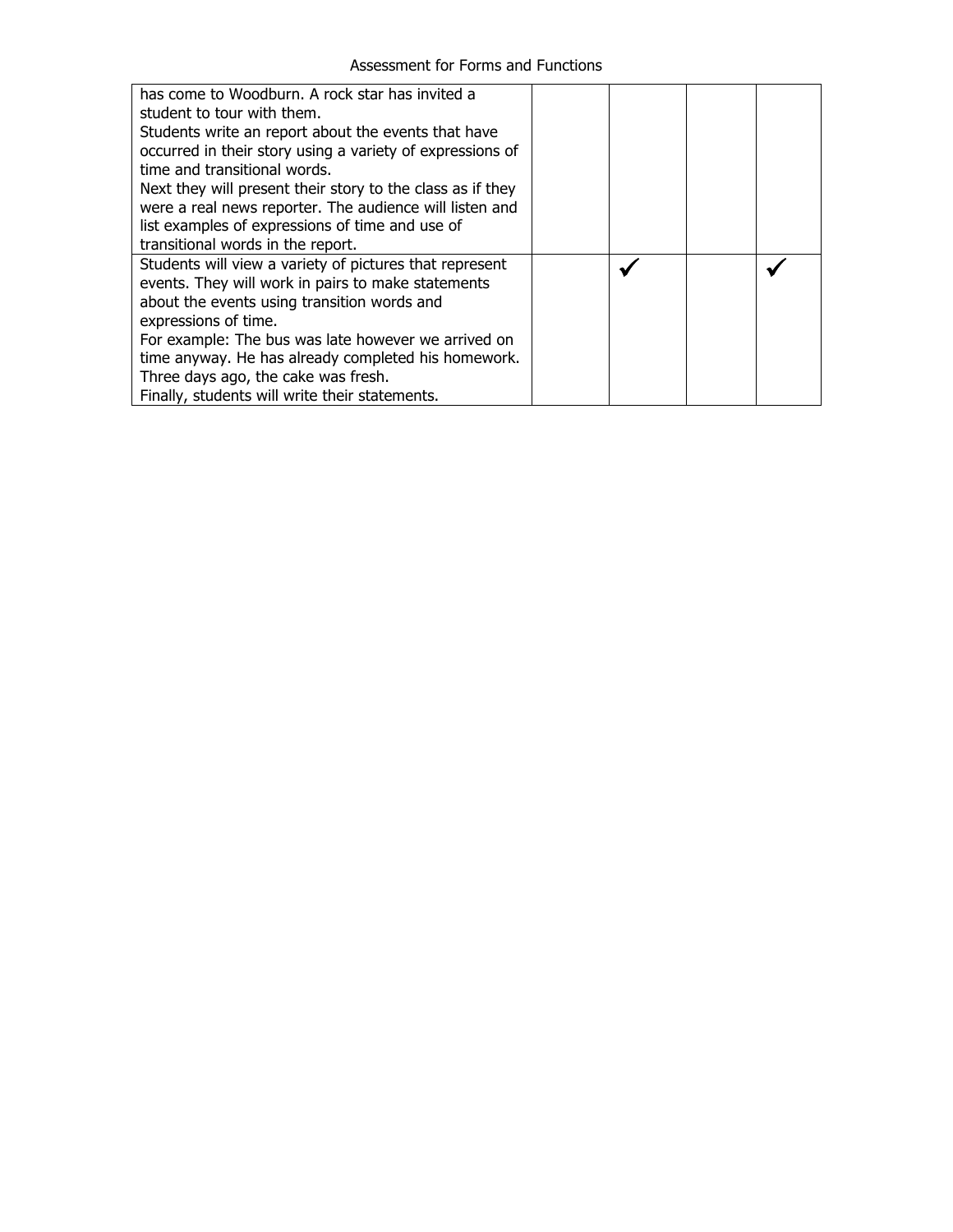| | | | | |
|---|---|---|---|---|
| has come to Woodburn. A rock star has invited a student to tour with them.<br>Students write an report about the events that have occurred in their story using a variety of expressions of time and transitional words.<br>Next they will present their story to the class as if they were a real news reporter. The audience will listen and list examples of expressions of time and use of transitional words in the report. | | | | |
| Students will view a variety of pictures that represent events. They will work in pairs to make statements about the events using transition words and expressions of time.<br>For example: The bus was late however we arrived on time anyway. He has already completed his homework. Three days ago, the cake was fresh.<br>Finally, students will write their statements. | | ✓ | | ✓ |